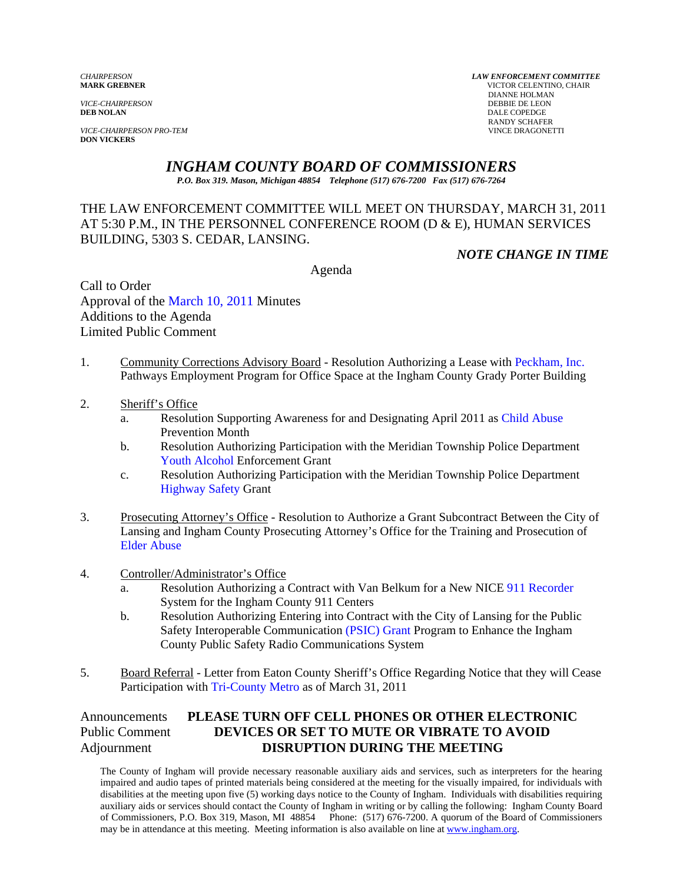*CHAIRPERSON*
**MARK GREBNER**

*VICE-CHAIRPERSON*
**DEB NOLAN**

*VICE-CHAIRPERSON PRO-TEM*
**DON VICKERS**

***LAW ENFORCEMENT COMMITTEE***
VICTOR CELENTINO, CHAIR
DIANNE HOLMAN
DEBBIE DE LEON
DALE COPEDGE
RANDY SCHAFER
VINCE DRAGONETTI

# *INGHAM COUNTY BOARD OF COMMISSIONERS*

*P.O. Box 319. Mason, Michigan 48854 Telephone (517) 676-7200 Fax (517) 676-7264*

THE LAW ENFORCEMENT COMMITTEE WILL MEET ON THURSDAY, MARCH 31, 2011 AT 5:30 P.M., IN THE PERSONNEL CONFERENCE ROOM (D & E), HUMAN SERVICES BUILDING, 5303 S. CEDAR, LANSING.

***NOTE CHANGE IN TIME***

Agenda

Call to Order
Approval of the March 10, 2011 Minutes
Additions to the Agenda
Limited Public Comment

1. Community Corrections Advisory Board - Resolution Authorizing a Lease with Peckham, Inc. Pathways Employment Program for Office Space at the Ingham County Grady Porter Building

2. Sheriff's Office
   a. Resolution Supporting Awareness for and Designating April 2011 as Child Abuse Prevention Month
   b. Resolution Authorizing Participation with the Meridian Township Police Department Youth Alcohol Enforcement Grant
   c. Resolution Authorizing Participation with the Meridian Township Police Department Highway Safety Grant

3. Prosecuting Attorney's Office - Resolution to Authorize a Grant Subcontract Between the City of Lansing and Ingham County Prosecuting Attorney's Office for the Training and Prosecution of Elder Abuse

4. Controller/Administrator's Office
   a. Resolution Authorizing a Contract with Van Belkum for a New NICE 911 Recorder System for the Ingham County 911 Centers
   b. Resolution Authorizing Entering into Contract with the City of Lansing for the Public Safety Interoperable Communication (PSIC) Grant Program to Enhance the Ingham County Public Safety Radio Communications System

5. Board Referral - Letter from Eaton County Sheriff's Office Regarding Notice that they will Cease Participation with Tri-County Metro as of March 31, 2011

Announcements
Public Comment
Adjournment

**PLEASE TURN OFF CELL PHONES OR OTHER ELECTRONIC DEVICES OR SET TO MUTE OR VIBRATE TO AVOID DISRUPTION DURING THE MEETING**

The County of Ingham will provide necessary reasonable auxiliary aids and services, such as interpreters for the hearing impaired and audio tapes of printed materials being considered at the meeting for the visually impaired, for individuals with disabilities at the meeting upon five (5) working days notice to the County of Ingham. Individuals with disabilities requiring auxiliary aids or services should contact the County of Ingham in writing or by calling the following: Ingham County Board of Commissioners, P.O. Box 319, Mason, MI 48854 Phone: (517) 676-7200. A quorum of the Board of Commissioners may be in attendance at this meeting. Meeting information is also available on line at www.ingham.org.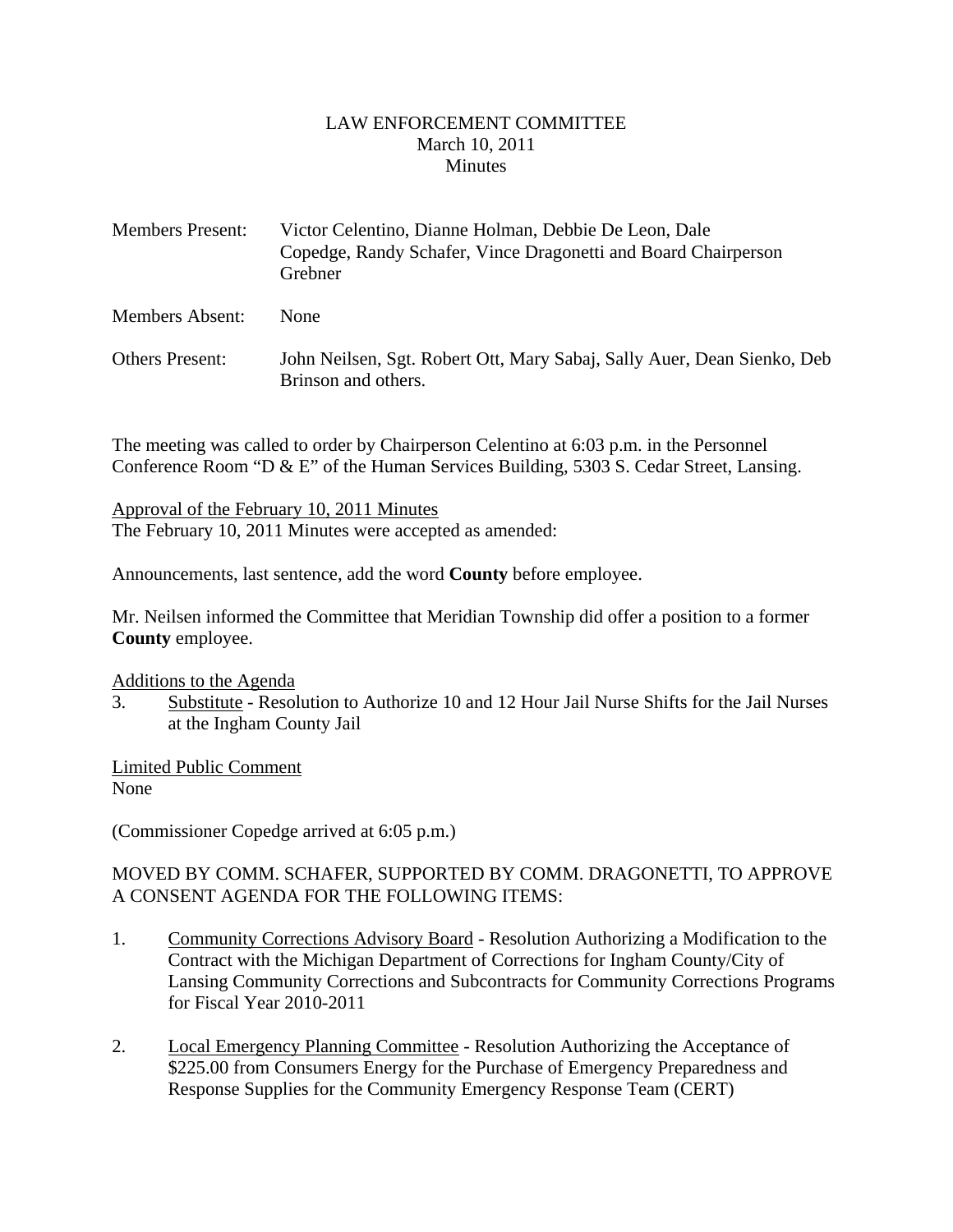# LAW ENFORCEMENT COMMITTEE
March 10, 2011
Minutes

| | |
|---|---|
| Members Present: | Victor Celentino, Dianne Holman, Debbie De Leon, Dale Copedge, Randy Schafer, Vince Dragonetti and Board Chairperson Grebner |
| Members Absent: | None |
| Others Present: | John Neilsen, Sgt. Robert Ott, Mary Sabaj, Sally Auer, Dean Sienko, Deb Brinson and others. |

The meeting was called to order by Chairperson Celentino at 6:03 p.m. in the Personnel Conference Room "D & E" of the Human Services Building, 5303 S. Cedar Street, Lansing.

Approval of the February 10, 2011 Minutes
The February 10, 2011 Minutes were accepted as amended:

Announcements, last sentence, add the word **County** before employee.

Mr. Neilsen informed the Committee that Meridian Township did offer a position to a former **County** employee.

Additions to the Agenda
3. Substitute - Resolution to Authorize 10 and 12 Hour Jail Nurse Shifts for the Jail Nurses at the Ingham County Jail

Limited Public Comment
None

(Commissioner Copedge arrived at 6:05 p.m.)

MOVED BY COMM. SCHAFER, SUPPORTED BY COMM. DRAGONETTI, TO APPROVE A CONSENT AGENDA FOR THE FOLLOWING ITEMS:

1. Community Corrections Advisory Board - Resolution Authorizing a Modification to the Contract with the Michigan Department of Corrections for Ingham County/City of Lansing Community Corrections and Subcontracts for Community Corrections Programs for Fiscal Year 2010-2011

2. Local Emergency Planning Committee - Resolution Authorizing the Acceptance of $225.00 from Consumers Energy for the Purchase of Emergency Preparedness and Response Supplies for the Community Emergency Response Team (CERT)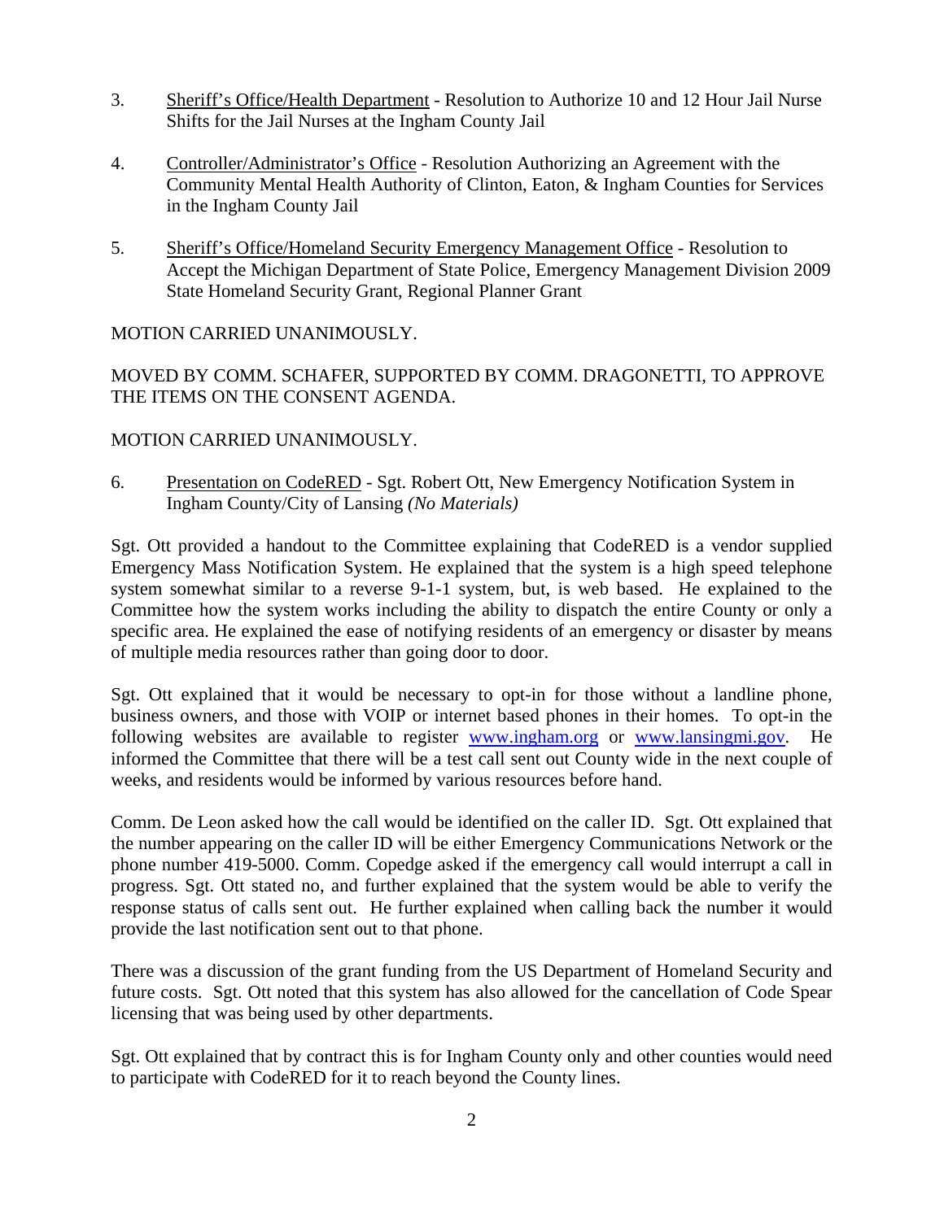3. Sheriff's Office/Health Department - Resolution to Authorize 10 and 12 Hour Jail Nurse Shifts for the Jail Nurses at the Ingham County Jail

4. Controller/Administrator's Office - Resolution Authorizing an Agreement with the Community Mental Health Authority of Clinton, Eaton, & Ingham Counties for Services in the Ingham County Jail

5. Sheriff's Office/Homeland Security Emergency Management Office - Resolution to Accept the Michigan Department of State Police, Emergency Management Division 2009 State Homeland Security Grant, Regional Planner Grant

MOTION CARRIED UNANIMOUSLY.

MOVED BY COMM. SCHAFER, SUPPORTED BY COMM. DRAGONETTI, TO APPROVE THE ITEMS ON THE CONSENT AGENDA.

MOTION CARRIED UNANIMOUSLY.

6. Presentation on CodeRED - Sgt. Robert Ott, New Emergency Notification System in Ingham County/City of Lansing *(No Materials)*

Sgt. Ott provided a handout to the Committee explaining that CodeRED is a vendor supplied Emergency Mass Notification System. He explained that the system is a high speed telephone system somewhat similar to a reverse 9-1-1 system, but, is web based. He explained to the Committee how the system works including the ability to dispatch the entire County or only a specific area. He explained the ease of notifying residents of an emergency or disaster by means of multiple media resources rather than going door to door.

Sgt. Ott explained that it would be necessary to opt-in for those without a landline phone, business owners, and those with VOIP or internet based phones in their homes. To opt-in the following websites are available to register www.ingham.org or www.lansingmi.gov. He informed the Committee that there will be a test call sent out County wide in the next couple of weeks, and residents would be informed by various resources before hand.

Comm. De Leon asked how the call would be identified on the caller ID. Sgt. Ott explained that the number appearing on the caller ID will be either Emergency Communications Network or the phone number 419-5000. Comm. Copedge asked if the emergency call would interrupt a call in progress. Sgt. Ott stated no, and further explained that the system would be able to verify the response status of calls sent out. He further explained when calling back the number it would provide the last notification sent out to that phone.

There was a discussion of the grant funding from the US Department of Homeland Security and future costs. Sgt. Ott noted that this system has also allowed for the cancellation of Code Spear licensing that was being used by other departments.

Sgt. Ott explained that by contract this is for Ingham County only and other counties would need to participate with CodeRED for it to reach beyond the County lines.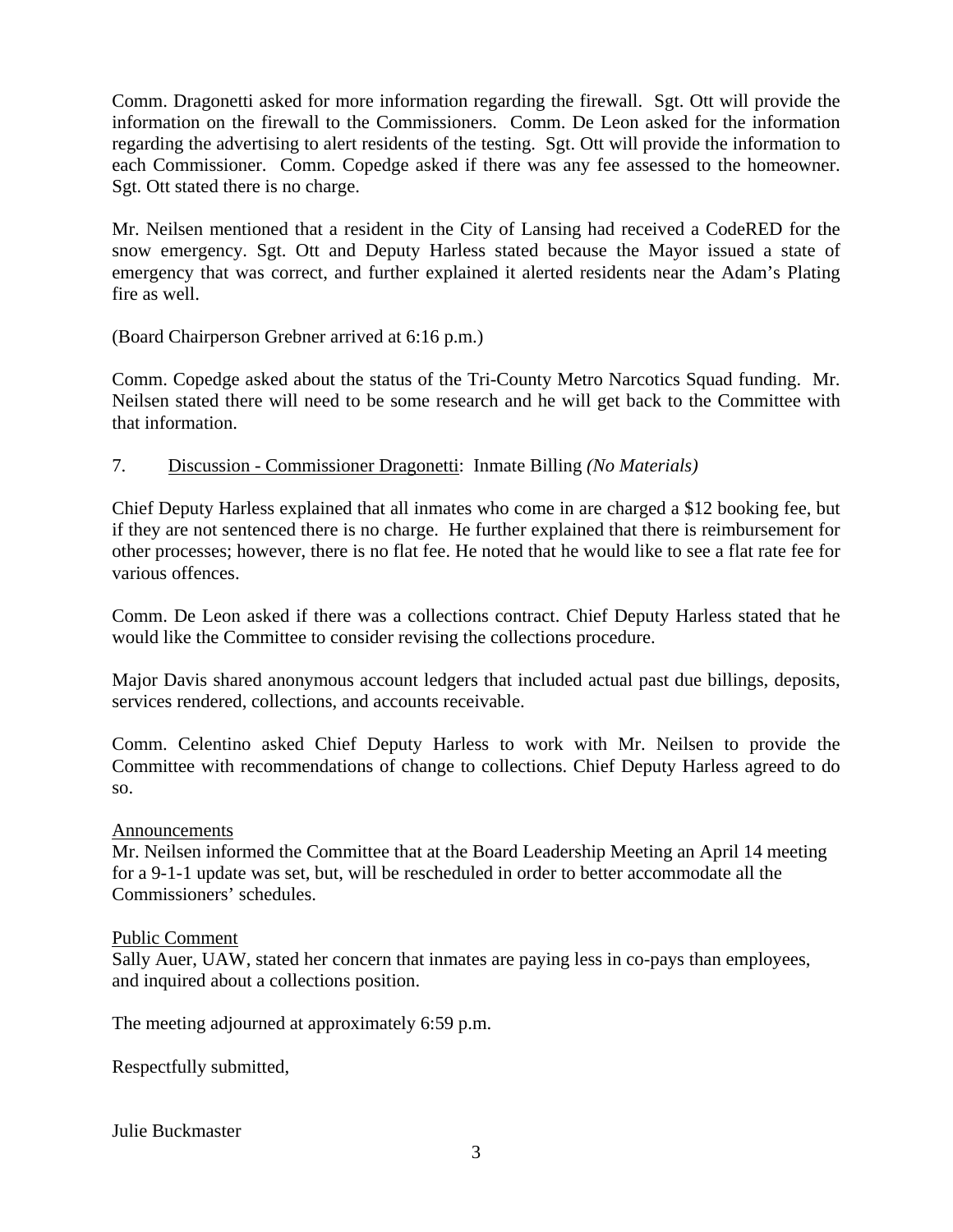Comm. Dragonetti asked for more information regarding the firewall. Sgt. Ott will provide the information on the firewall to the Commissioners. Comm. De Leon asked for the information regarding the advertising to alert residents of the testing. Sgt. Ott will provide the information to each Commissioner. Comm. Copedge asked if there was any fee assessed to the homeowner. Sgt. Ott stated there is no charge.

Mr. Neilsen mentioned that a resident in the City of Lansing had received a CodeRED for the snow emergency. Sgt. Ott and Deputy Harless stated because the Mayor issued a state of emergency that was correct, and further explained it alerted residents near the Adam's Plating fire as well.

(Board Chairperson Grebner arrived at 6:16 p.m.)

Comm. Copedge asked about the status of the Tri-County Metro Narcotics Squad funding. Mr. Neilsen stated there will need to be some research and he will get back to the Committee with that information.

7. Discussion - Commissioner Dragonetti: Inmate Billing *(No Materials)*

Chief Deputy Harless explained that all inmates who come in are charged a $12 booking fee, but if they are not sentenced there is no charge. He further explained that there is reimbursement for other processes; however, there is no flat fee. He noted that he would like to see a flat rate fee for various offences.

Comm. De Leon asked if there was a collections contract. Chief Deputy Harless stated that he would like the Committee to consider revising the collections procedure.

Major Davis shared anonymous account ledgers that included actual past due billings, deposits, services rendered, collections, and accounts receivable.

Comm. Celentino asked Chief Deputy Harless to work with Mr. Neilsen to provide the Committee with recommendations of change to collections. Chief Deputy Harless agreed to do so.

Announcements

Mr. Neilsen informed the Committee that at the Board Leadership Meeting an April 14 meeting for a 9-1-1 update was set, but, will be rescheduled in order to better accommodate all the Commissioners' schedules.

Public Comment

Sally Auer, UAW, stated her concern that inmates are paying less in co-pays than employees, and inquired about a collections position.

The meeting adjourned at approximately 6:59 p.m.

Respectfully submitted,

Julie Buckmaster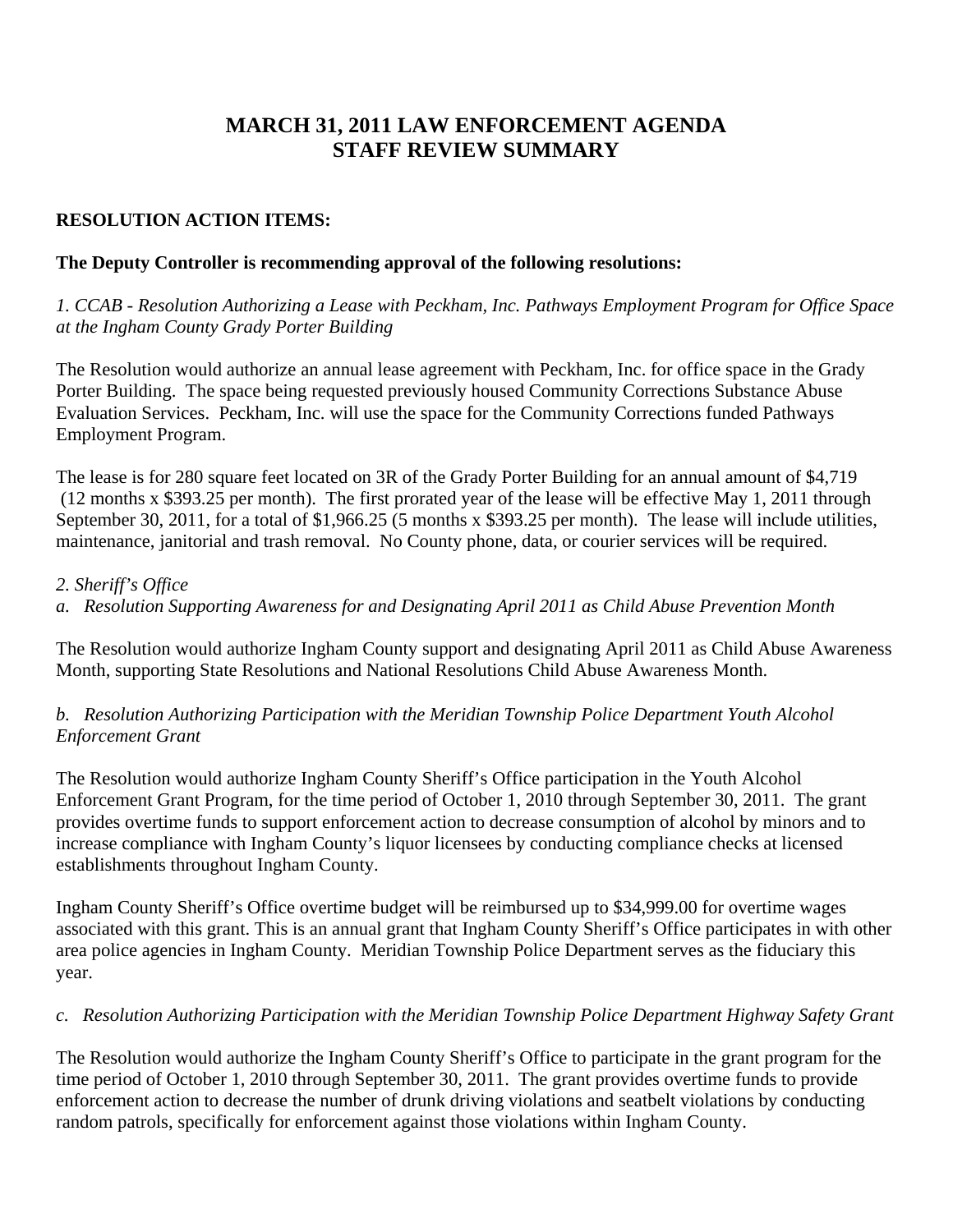# MARCH 31, 2011 LAW ENFORCEMENT AGENDA
# STAFF REVIEW SUMMARY

**RESOLUTION ACTION ITEMS:**

**The Deputy Controller is recommending approval of the following resolutions:**

*1. CCAB - Resolution Authorizing a Lease with Peckham, Inc. Pathways Employment Program for Office Space at the Ingham County Grady Porter Building*

The Resolution would authorize an annual lease agreement with Peckham, Inc. for office space in the Grady Porter Building. The space being requested previously housed Community Corrections Substance Abuse Evaluation Services. Peckham, Inc. will use the space for the Community Corrections funded Pathways Employment Program.

The lease is for 280 square feet located on 3R of the Grady Porter Building for an annual amount of $4,719 (12 months x $393.25 per month). The first prorated year of the lease will be effective May 1, 2011 through September 30, 2011, for a total of $1,966.25 (5 months x $393.25 per month). The lease will include utilities, maintenance, janitorial and trash removal. No County phone, data, or courier services will be required.

*2. Sheriff's Office*

*a. Resolution Supporting Awareness for and Designating April 2011 as Child Abuse Prevention Month*

The Resolution would authorize Ingham County support and designating April 2011 as Child Abuse Awareness Month, supporting State Resolutions and National Resolutions Child Abuse Awareness Month.

*b. Resolution Authorizing Participation with the Meridian Township Police Department Youth Alcohol Enforcement Grant*

The Resolution would authorize Ingham County Sheriff's Office participation in the Youth Alcohol Enforcement Grant Program, for the time period of October 1, 2010 through September 30, 2011. The grant provides overtime funds to support enforcement action to decrease consumption of alcohol by minors and to increase compliance with Ingham County's liquor licensees by conducting compliance checks at licensed establishments throughout Ingham County.

Ingham County Sheriff's Office overtime budget will be reimbursed up to $34,999.00 for overtime wages associated with this grant. This is an annual grant that Ingham County Sheriff's Office participates in with other area police agencies in Ingham County. Meridian Township Police Department serves as the fiduciary this year.

*c. Resolution Authorizing Participation with the Meridian Township Police Department Highway Safety Grant*

The Resolution would authorize the Ingham County Sheriff's Office to participate in the grant program for the time period of October 1, 2010 through September 30, 2011. The grant provides overtime funds to provide enforcement action to decrease the number of drunk driving violations and seatbelt violations by conducting random patrols, specifically for enforcement against those violations within Ingham County.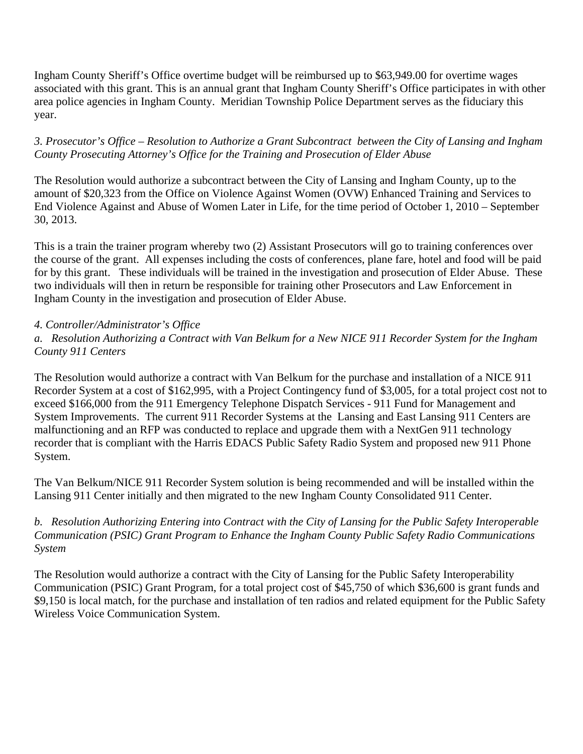Ingham County Sheriff's Office overtime budget will be reimbursed up to $63,949.00 for overtime wages associated with this grant. This is an annual grant that Ingham County Sheriff's Office participates in with other area police agencies in Ingham County. Meridian Township Police Department serves as the fiduciary this year.

*3. Prosecutor's Office – Resolution to Authorize a Grant Subcontract between the City of Lansing and Ingham County Prosecuting Attorney's Office for the Training and Prosecution of Elder Abuse*

The Resolution would authorize a subcontract between the City of Lansing and Ingham County, up to the amount of $20,323 from the Office on Violence Against Women (OVW) Enhanced Training and Services to End Violence Against and Abuse of Women Later in Life, for the time period of October 1, 2010 – September 30, 2013.

This is a train the trainer program whereby two (2) Assistant Prosecutors will go to training conferences over the course of the grant. All expenses including the costs of conferences, plane fare, hotel and food will be paid for by this grant. These individuals will be trained in the investigation and prosecution of Elder Abuse. These two individuals will then in return be responsible for training other Prosecutors and Law Enforcement in Ingham County in the investigation and prosecution of Elder Abuse.

*4. Controller/Administrator's Office*

*a. Resolution Authorizing a Contract with Van Belkum for a New NICE 911 Recorder System for the Ingham County 911 Centers*

The Resolution would authorize a contract with Van Belkum for the purchase and installation of a NICE 911 Recorder System at a cost of $162,995, with a Project Contingency fund of $3,005, for a total project cost not to exceed $166,000 from the 911 Emergency Telephone Dispatch Services - 911 Fund for Management and System Improvements. The current 911 Recorder Systems at the Lansing and East Lansing 911 Centers are malfunctioning and an RFP was conducted to replace and upgrade them with a NextGen 911 technology recorder that is compliant with the Harris EDACS Public Safety Radio System and proposed new 911 Phone System.

The Van Belkum/NICE 911 Recorder System solution is being recommended and will be installed within the Lansing 911 Center initially and then migrated to the new Ingham County Consolidated 911 Center.

*b. Resolution Authorizing Entering into Contract with the City of Lansing for the Public Safety Interoperable Communication (PSIC) Grant Program to Enhance the Ingham County Public Safety Radio Communications System*

The Resolution would authorize a contract with the City of Lansing for the Public Safety Interoperability Communication (PSIC) Grant Program, for a total project cost of $45,750 of which $36,600 is grant funds and $9,150 is local match, for the purchase and installation of ten radios and related equipment for the Public Safety Wireless Voice Communication System.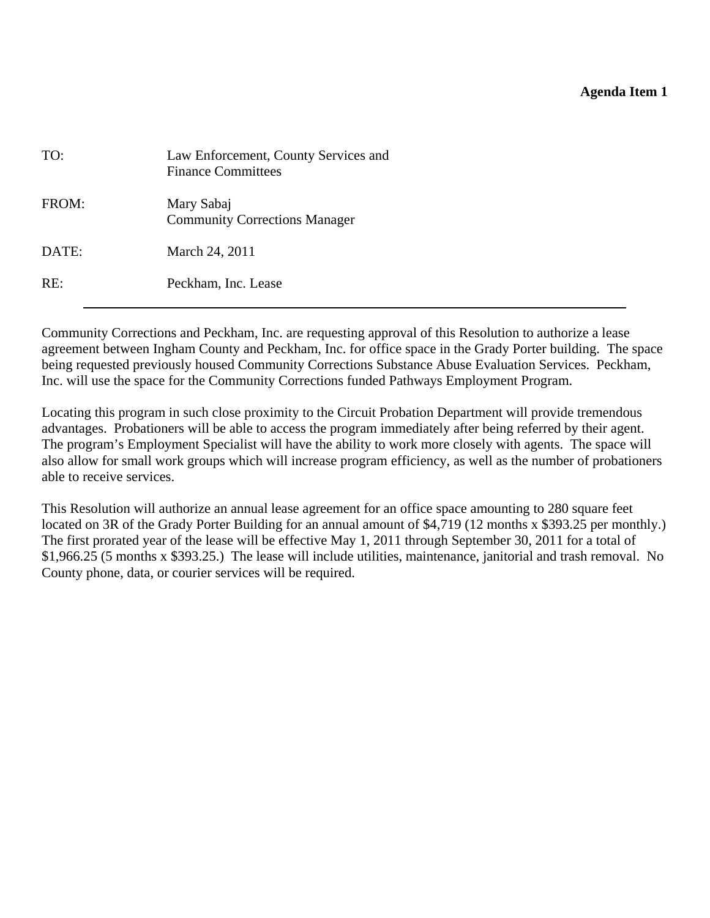**Agenda Item 1**

| | |
|---|---|
| TO: | Law Enforcement, County Services and Finance Committees |
| FROM: | Mary Sabaj<br>Community Corrections Manager |
| DATE: | March 24, 2011 |
| RE: | Peckham, Inc. Lease |

---

Community Corrections and Peckham, Inc. are requesting approval of this Resolution to authorize a lease agreement between Ingham County and Peckham, Inc. for office space in the Grady Porter building. The space being requested previously housed Community Corrections Substance Abuse Evaluation Services. Peckham, Inc. will use the space for the Community Corrections funded Pathways Employment Program.

Locating this program in such close proximity to the Circuit Probation Department will provide tremendous advantages. Probationers will be able to access the program immediately after being referred by their agent. The program's Employment Specialist will have the ability to work more closely with agents. The space will also allow for small work groups which will increase program efficiency, as well as the number of probationers able to receive services.

This Resolution will authorize an annual lease agreement for an office space amounting to 280 square feet located on 3R of the Grady Porter Building for an annual amount of $4,719 (12 months x $393.25 per monthly.) The first prorated year of the lease will be effective May 1, 2011 through September 30, 2011 for a total of $1,966.25 (5 months x $393.25.) The lease will include utilities, maintenance, janitorial and trash removal. No County phone, data, or courier services will be required.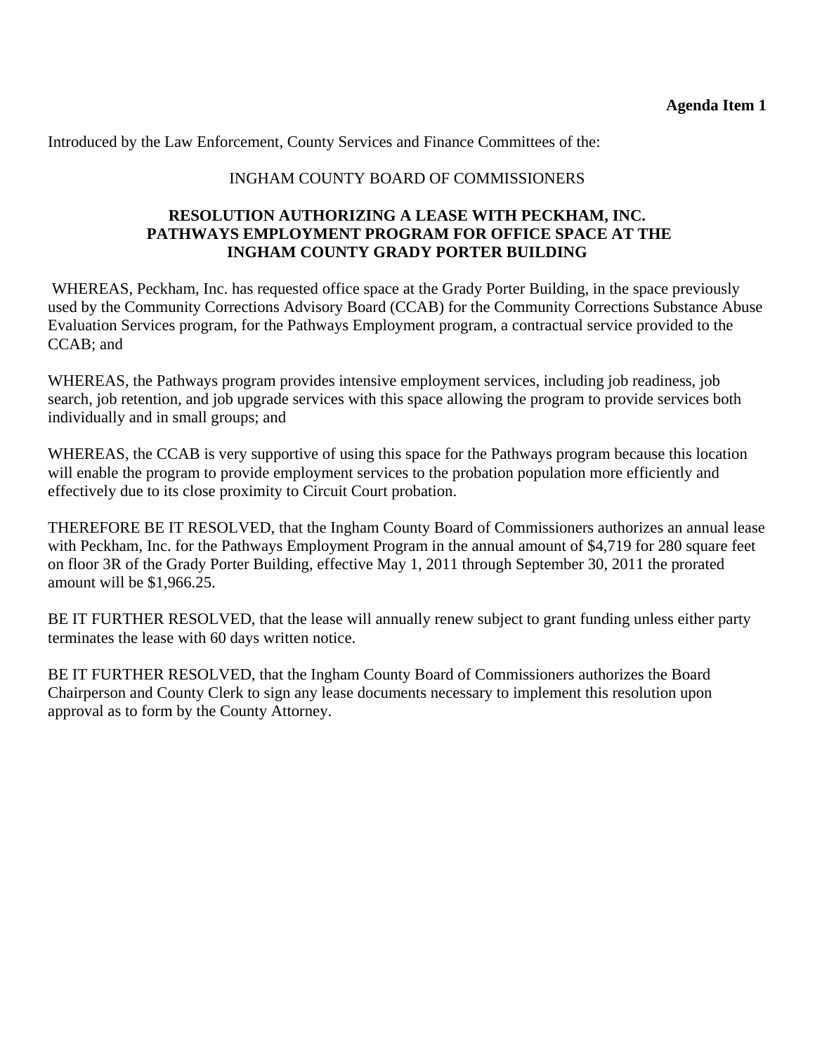**Agenda Item 1**

Introduced by the Law Enforcement, County Services and Finance Committees of the:

INGHAM COUNTY BOARD OF COMMISSIONERS

**RESOLUTION AUTHORIZING A LEASE WITH PECKHAM, INC. PATHWAYS EMPLOYMENT PROGRAM FOR OFFICE SPACE AT THE INGHAM COUNTY GRADY PORTER BUILDING**

WHEREAS, Peckham, Inc. has requested office space at the Grady Porter Building, in the space previously used by the Community Corrections Advisory Board (CCAB) for the Community Corrections Substance Abuse Evaluation Services program, for the Pathways Employment program, a contractual service provided to the CCAB; and

WHEREAS, the Pathways program provides intensive employment services, including job readiness, job search, job retention, and job upgrade services with this space allowing the program to provide services both individually and in small groups; and

WHEREAS, the CCAB is very supportive of using this space for the Pathways program because this location will enable the program to provide employment services to the probation population more efficiently and effectively due to its close proximity to Circuit Court probation.

THEREFORE BE IT RESOLVED, that the Ingham County Board of Commissioners authorizes an annual lease with Peckham, Inc. for the Pathways Employment Program in the annual amount of $4,719 for 280 square feet on floor 3R of the Grady Porter Building, effective May 1, 2011 through September 30, 2011 the prorated amount will be $1,966.25.

BE IT FURTHER RESOLVED, that the lease will annually renew subject to grant funding unless either party terminates the lease with 60 days written notice.

BE IT FURTHER RESOLVED, that the Ingham County Board of Commissioners authorizes the Board Chairperson and County Clerk to sign any lease documents necessary to implement this resolution upon approval as to form by the County Attorney.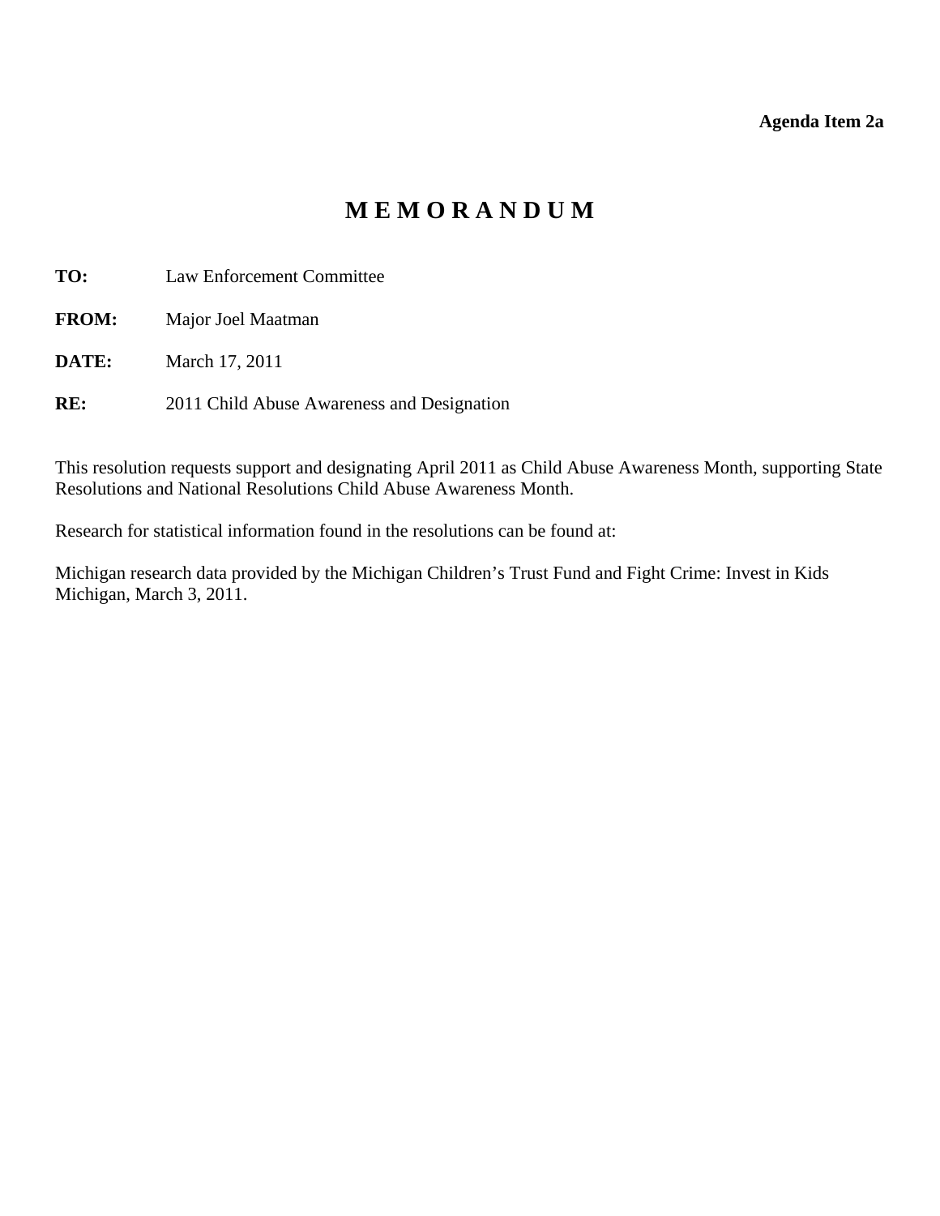**Agenda Item 2a**

# M E M O R A N D U M

**TO:** Law Enforcement Committee

**FROM:** Major Joel Maatman

**DATE:** March 17, 2011

**RE:** 2011 Child Abuse Awareness and Designation

This resolution requests support and designating April 2011 as Child Abuse Awareness Month, supporting State Resolutions and National Resolutions Child Abuse Awareness Month.

Research for statistical information found in the resolutions can be found at:

Michigan research data provided by the Michigan Children's Trust Fund and Fight Crime: Invest in Kids Michigan, March 3, 2011.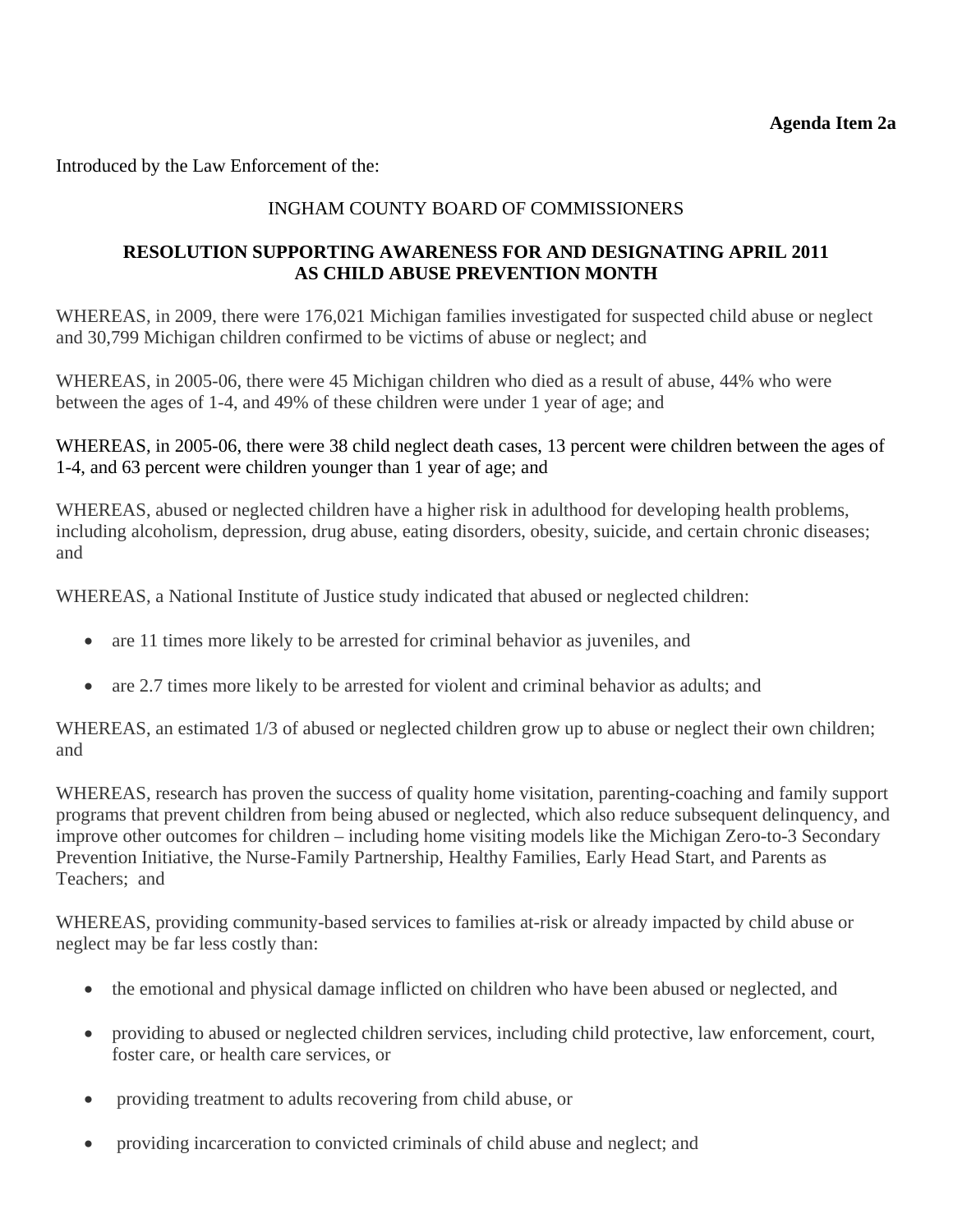**Agenda Item 2a**

Introduced by the Law Enforcement of the:

INGHAM COUNTY BOARD OF COMMISSIONERS

**RESOLUTION SUPPORTING AWARENESS FOR AND DESIGNATING APRIL 2011 AS CHILD ABUSE PREVENTION MONTH**

WHEREAS, in 2009, there were 176,021 Michigan families investigated for suspected child abuse or neglect and 30,799 Michigan children confirmed to be victims of abuse or neglect; and

WHEREAS, in 2005-06, there were 45 Michigan children who died as a result of abuse, 44% who were between the ages of 1-4, and 49% of these children were under 1 year of age; and

WHEREAS, in 2005-06, there were 38 child neglect death cases, 13 percent were children between the ages of 1-4, and 63 percent were children younger than 1 year of age; and

WHEREAS, abused or neglected children have a higher risk in adulthood for developing health problems, including alcoholism, depression, drug abuse, eating disorders, obesity, suicide, and certain chronic diseases; and

WHEREAS, a National Institute of Justice study indicated that abused or neglected children:

- are 11 times more likely to be arrested for criminal behavior as juveniles, and
- are 2.7 times more likely to be arrested for violent and criminal behavior as adults; and

WHEREAS, an estimated 1/3 of abused or neglected children grow up to abuse or neglect their own children; and

WHEREAS, research has proven the success of quality home visitation, parenting-coaching and family support programs that prevent children from being abused or neglected, which also reduce subsequent delinquency, and improve other outcomes for children – including home visiting models like the Michigan Zero-to-3 Secondary Prevention Initiative, the Nurse-Family Partnership, Healthy Families, Early Head Start, and Parents as Teachers; and

WHEREAS, providing community-based services to families at-risk or already impacted by child abuse or neglect may be far less costly than:

- the emotional and physical damage inflicted on children who have been abused or neglected, and
- providing to abused or neglected children services, including child protective, law enforcement, court, foster care, or health care services, or
- providing treatment to adults recovering from child abuse, or
- providing incarceration to convicted criminals of child abuse and neglect; and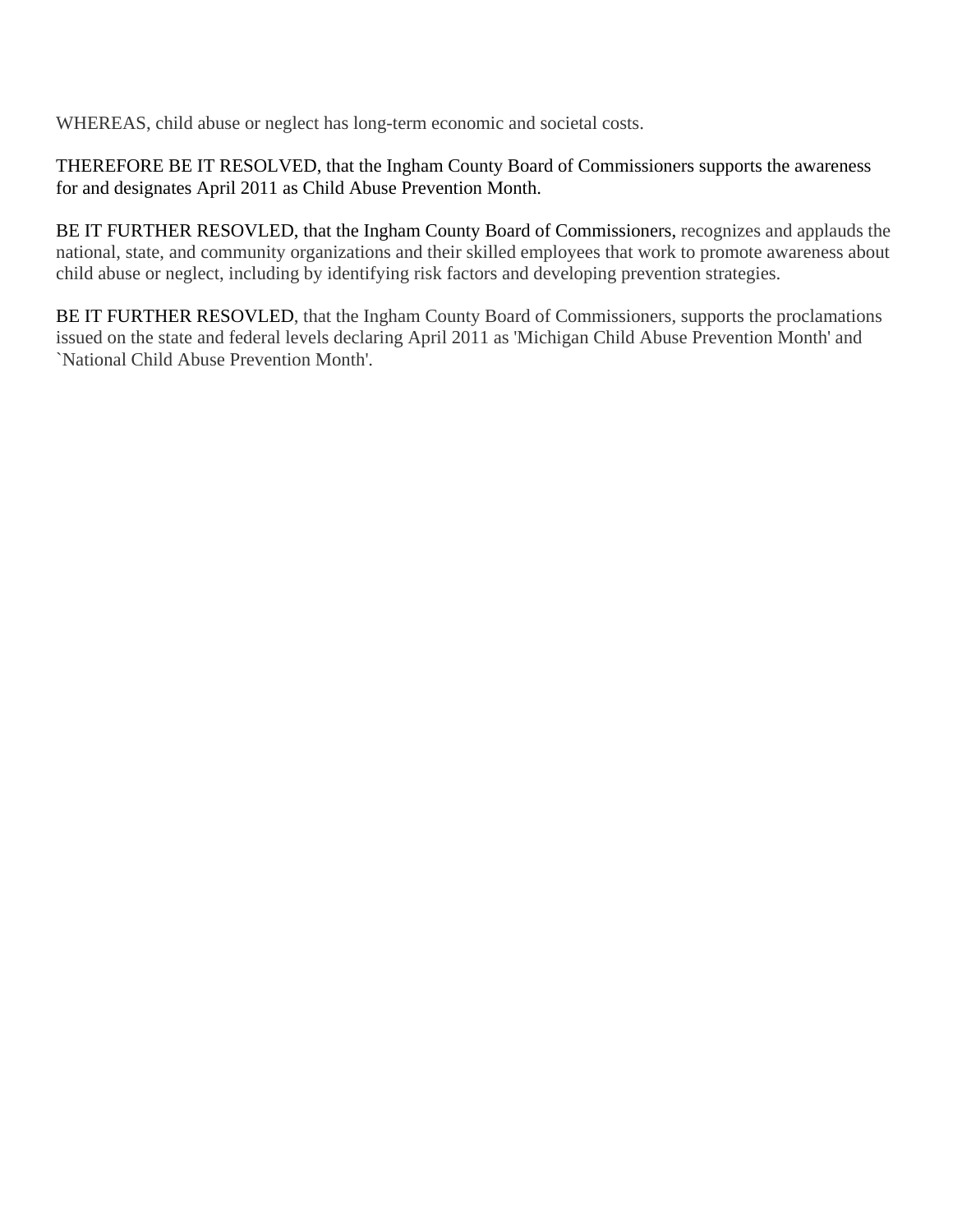WHEREAS, child abuse or neglect has long-term economic and societal costs.

THEREFORE BE IT RESOLVED, that the Ingham County Board of Commissioners supports the awareness for and designates April 2011 as Child Abuse Prevention Month.

BE IT FURTHER RESOVLED, that the Ingham County Board of Commissioners, recognizes and applauds the national, state, and community organizations and their skilled employees that work to promote awareness about child abuse or neglect, including by identifying risk factors and developing prevention strategies.

BE IT FURTHER RESOVLED, that the Ingham County Board of Commissioners, supports the proclamations issued on the state and federal levels declaring April 2011 as 'Michigan Child Abuse Prevention Month' and `National Child Abuse Prevention Month'.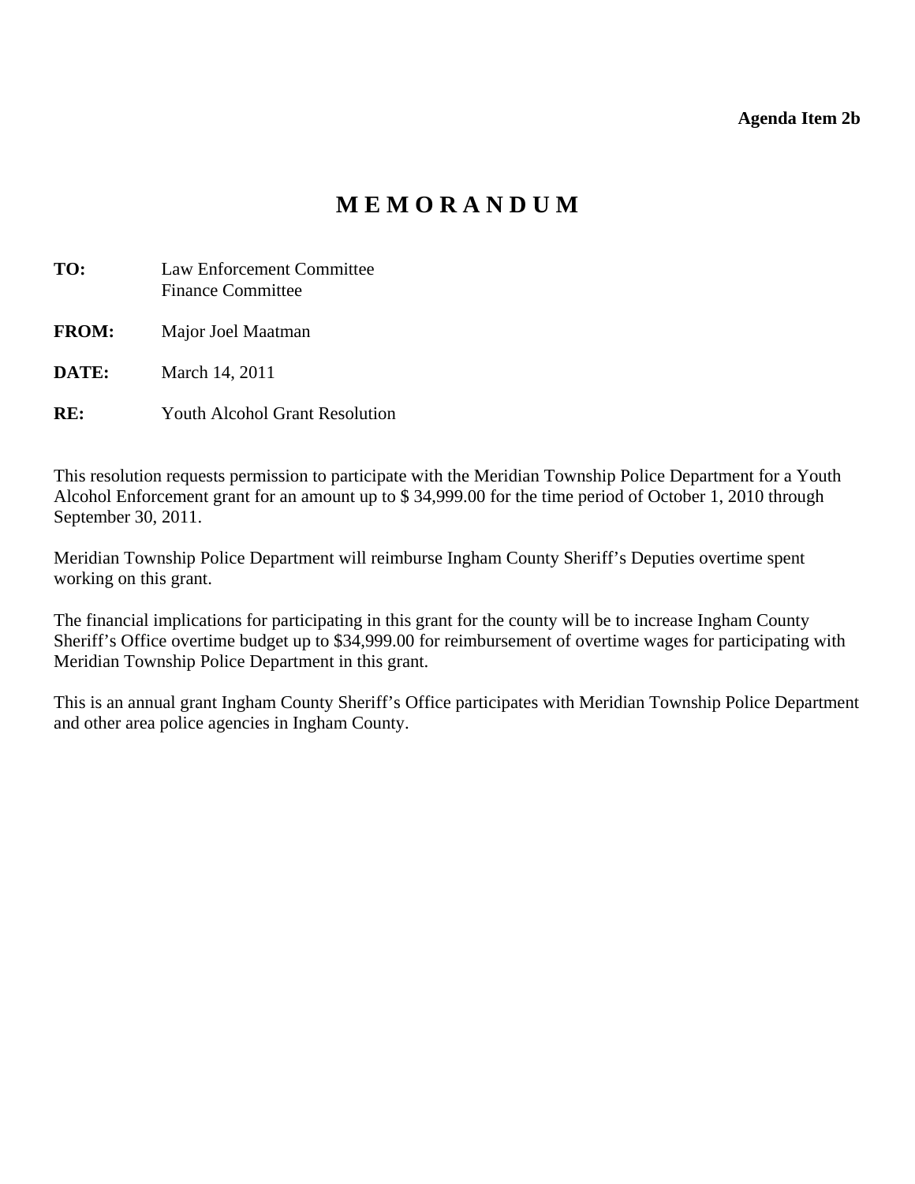**Agenda Item 2b**

# M E M O R A N D U M

**TO:** Law Enforcement Committee
Finance Committee

**FROM:** Major Joel Maatman

**DATE:** March 14, 2011

**RE:** Youth Alcohol Grant Resolution

This resolution requests permission to participate with the Meridian Township Police Department for a Youth Alcohol Enforcement grant for an amount up to $ 34,999.00 for the time period of October 1, 2010 through September 30, 2011.

Meridian Township Police Department will reimburse Ingham County Sheriff's Deputies overtime spent working on this grant.

The financial implications for participating in this grant for the county will be to increase Ingham County Sheriff's Office overtime budget up to $34,999.00 for reimbursement of overtime wages for participating with Meridian Township Police Department in this grant.

This is an annual grant Ingham County Sheriff's Office participates with Meridian Township Police Department and other area police agencies in Ingham County.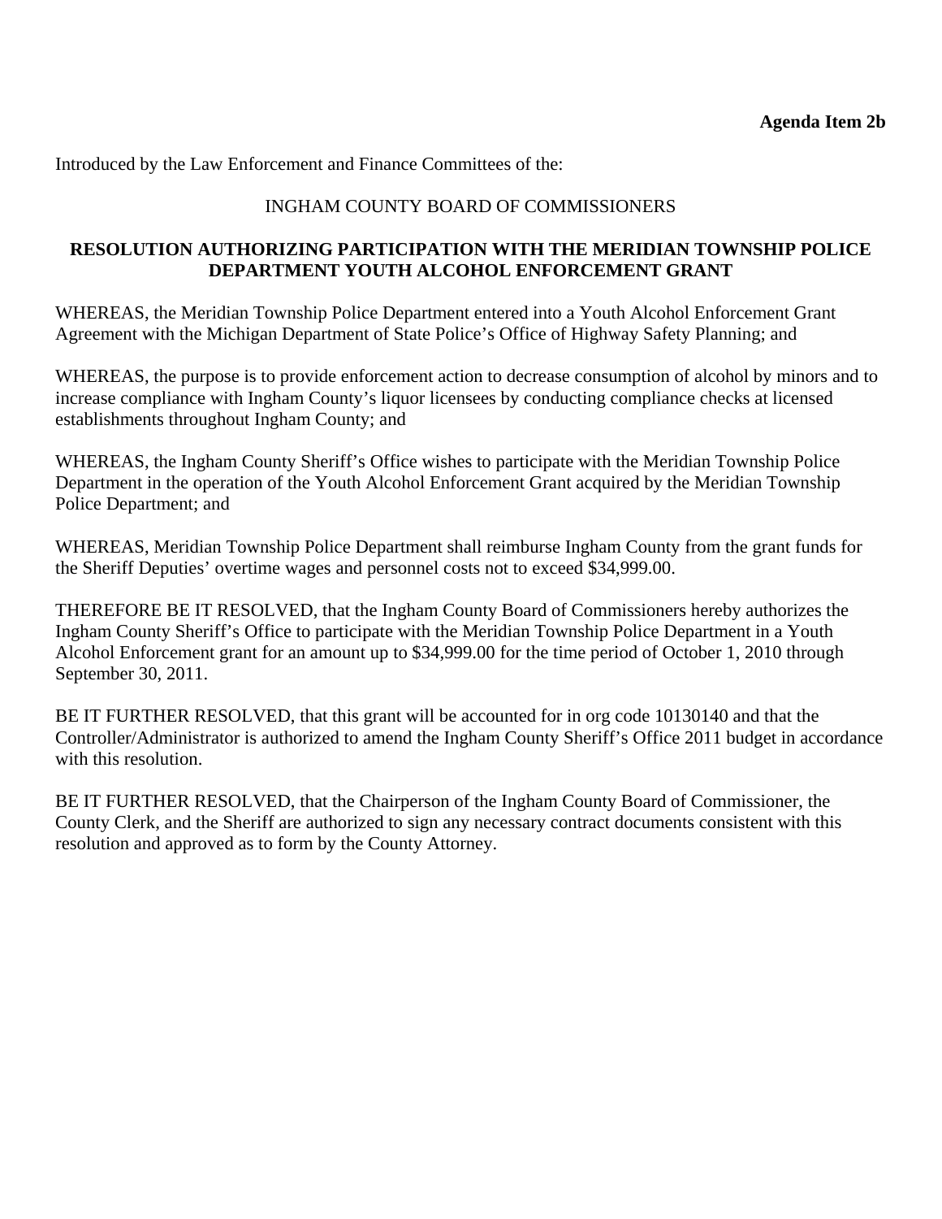**Agenda Item 2b**

Introduced by the Law Enforcement and Finance Committees of the:

INGHAM COUNTY BOARD OF COMMISSIONERS

**RESOLUTION AUTHORIZING PARTICIPATION WITH THE MERIDIAN TOWNSHIP POLICE DEPARTMENT YOUTH ALCOHOL ENFORCEMENT GRANT**

WHEREAS, the Meridian Township Police Department entered into a Youth Alcohol Enforcement Grant Agreement with the Michigan Department of State Police's Office of Highway Safety Planning; and

WHEREAS, the purpose is to provide enforcement action to decrease consumption of alcohol by minors and to increase compliance with Ingham County's liquor licensees by conducting compliance checks at licensed establishments throughout Ingham County; and

WHEREAS, the Ingham County Sheriff's Office wishes to participate with the Meridian Township Police Department in the operation of the Youth Alcohol Enforcement Grant acquired by the Meridian Township Police Department; and

WHEREAS, Meridian Township Police Department shall reimburse Ingham County from the grant funds for the Sheriff Deputies' overtime wages and personnel costs not to exceed $34,999.00.

THEREFORE BE IT RESOLVED, that the Ingham County Board of Commissioners hereby authorizes the Ingham County Sheriff's Office to participate with the Meridian Township Police Department in a Youth Alcohol Enforcement grant for an amount up to $34,999.00 for the time period of October 1, 2010 through September 30, 2011.

BE IT FURTHER RESOLVED, that this grant will be accounted for in org code 10130140 and that the Controller/Administrator is authorized to amend the Ingham County Sheriff's Office 2011 budget in accordance with this resolution.

BE IT FURTHER RESOLVED, that the Chairperson of the Ingham County Board of Commissioner, the County Clerk, and the Sheriff are authorized to sign any necessary contract documents consistent with this resolution and approved as to form by the County Attorney.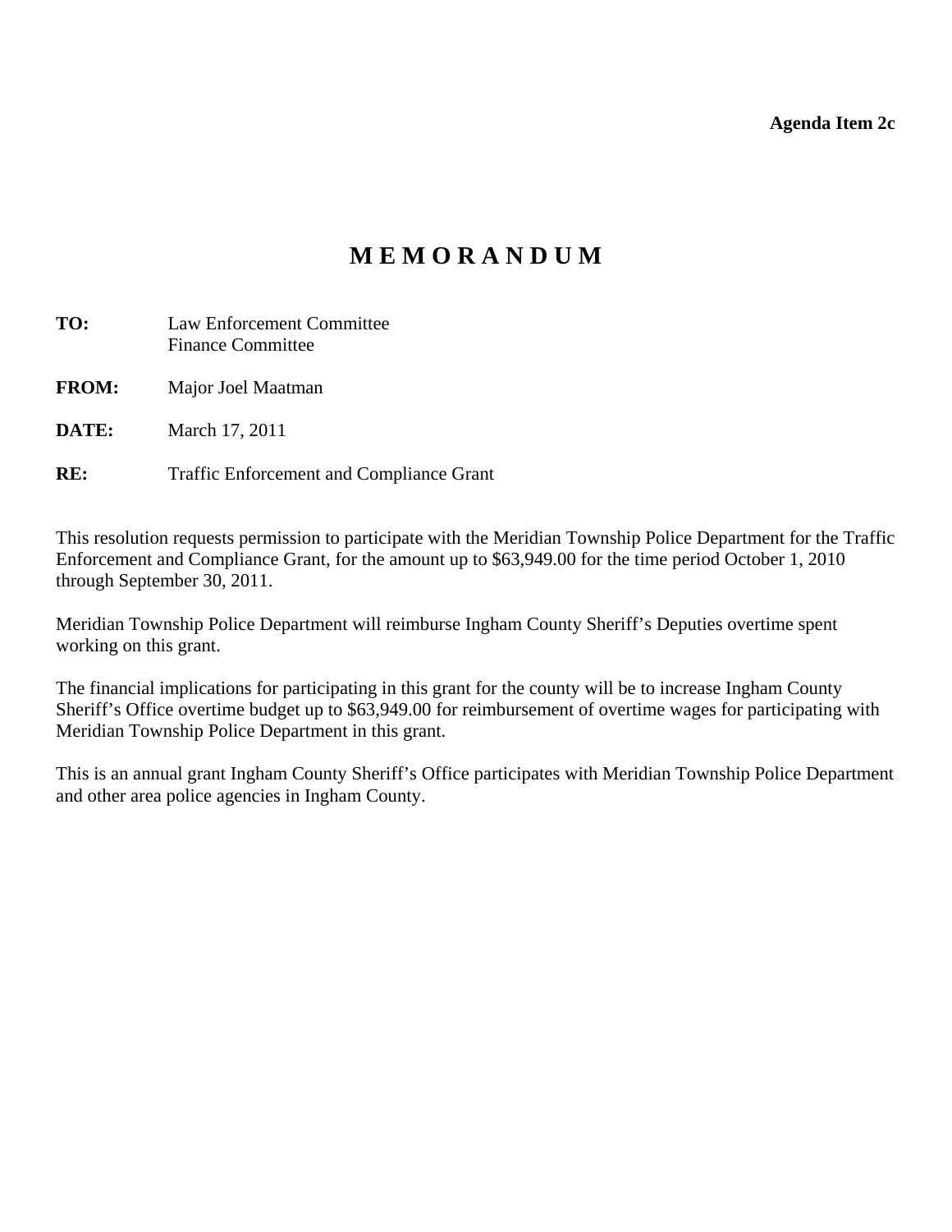**Agenda Item 2c**

# M E M O R A N D U M

**TO:** Law Enforcement Committee
Finance Committee

**FROM:** Major Joel Maatman

**DATE:** March 17, 2011

**RE:** Traffic Enforcement and Compliance Grant

This resolution requests permission to participate with the Meridian Township Police Department for the Traffic Enforcement and Compliance Grant, for the amount up to $63,949.00 for the time period October 1, 2010 through September 30, 2011.

Meridian Township Police Department will reimburse Ingham County Sheriff's Deputies overtime spent working on this grant.

The financial implications for participating in this grant for the county will be to increase Ingham County Sheriff's Office overtime budget up to $63,949.00 for reimbursement of overtime wages for participating with Meridian Township Police Department in this grant.

This is an annual grant Ingham County Sheriff's Office participates with Meridian Township Police Department and other area police agencies in Ingham County.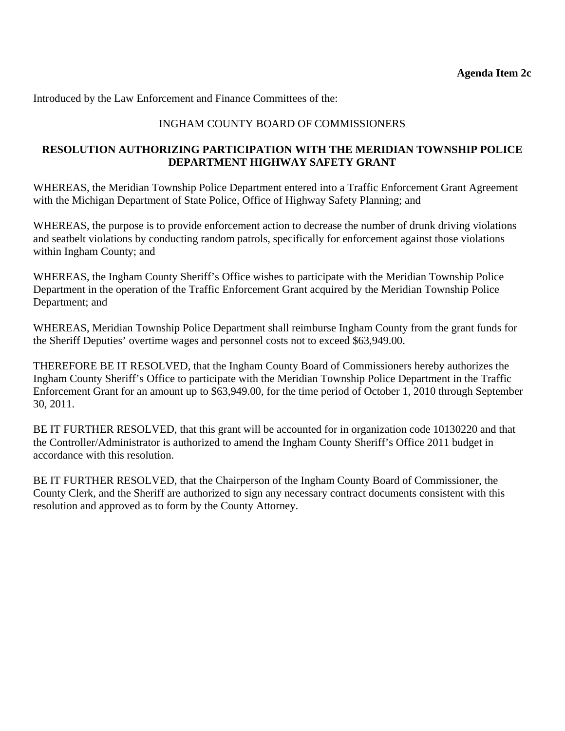**Agenda Item 2c**

Introduced by the Law Enforcement and Finance Committees of the:

INGHAM COUNTY BOARD OF COMMISSIONERS

**RESOLUTION AUTHORIZING PARTICIPATION WITH THE MERIDIAN TOWNSHIP POLICE DEPARTMENT HIGHWAY SAFETY GRANT**

WHEREAS, the Meridian Township Police Department entered into a Traffic Enforcement Grant Agreement with the Michigan Department of State Police, Office of Highway Safety Planning; and

WHEREAS, the purpose is to provide enforcement action to decrease the number of drunk driving violations and seatbelt violations by conducting random patrols, specifically for enforcement against those violations within Ingham County; and

WHEREAS, the Ingham County Sheriff's Office wishes to participate with the Meridian Township Police Department in the operation of the Traffic Enforcement Grant acquired by the Meridian Township Police Department; and

WHEREAS, Meridian Township Police Department shall reimburse Ingham County from the grant funds for the Sheriff Deputies' overtime wages and personnel costs not to exceed $63,949.00.

THEREFORE BE IT RESOLVED, that the Ingham County Board of Commissioners hereby authorizes the Ingham County Sheriff's Office to participate with the Meridian Township Police Department in the Traffic Enforcement Grant for an amount up to $63,949.00, for the time period of October 1, 2010 through September 30, 2011.

BE IT FURTHER RESOLVED, that this grant will be accounted for in organization code 10130220 and that the Controller/Administrator is authorized to amend the Ingham County Sheriff's Office 2011 budget in accordance with this resolution.

BE IT FURTHER RESOLVED, that the Chairperson of the Ingham County Board of Commissioner, the County Clerk, and the Sheriff are authorized to sign any necessary contract documents consistent with this resolution and approved as to form by the County Attorney.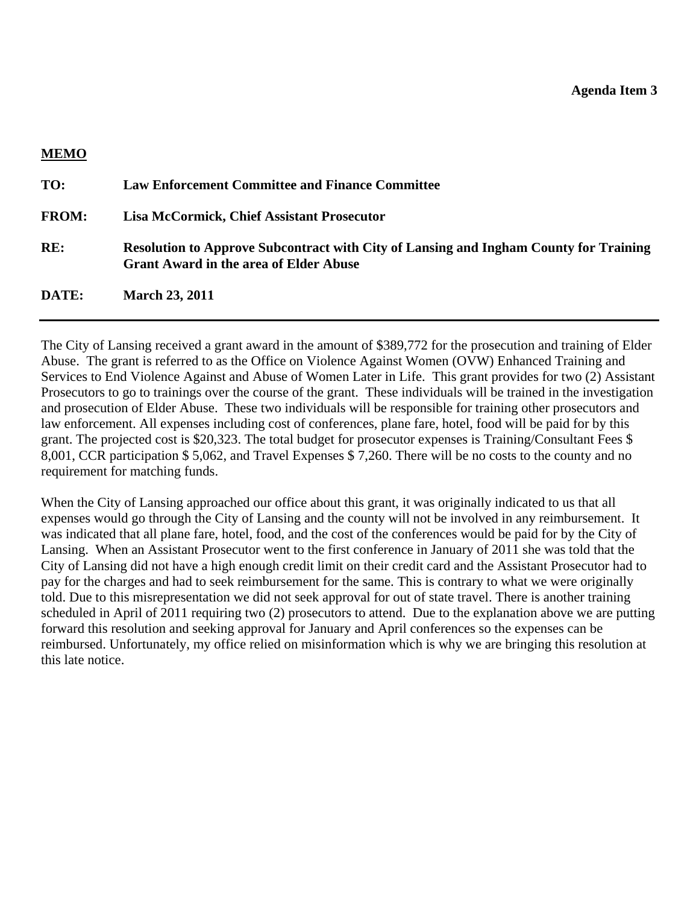**Agenda Item 3**

**MEMO**

| | |
|---|---|
| **TO:** | **Law Enforcement Committee and Finance Committee** |
| **FROM:** | **Lisa McCormick, Chief Assistant Prosecutor** |
| **RE:** | **Resolution to Approve Subcontract with City of Lansing and Ingham County for Training Grant Award in the area of Elder Abuse** |
| **DATE:** | **March 23, 2011** |

---

The City of Lansing received a grant award in the amount of $389,772 for the prosecution and training of Elder Abuse. The grant is referred to as the Office on Violence Against Women (OVW) Enhanced Training and Services to End Violence Against and Abuse of Women Later in Life. This grant provides for two (2) Assistant Prosecutors to go to trainings over the course of the grant. These individuals will be trained in the investigation and prosecution of Elder Abuse. These two individuals will be responsible for training other prosecutors and law enforcement. All expenses including cost of conferences, plane fare, hotel, food will be paid for by this grant. The projected cost is $20,323. The total budget for prosecutor expenses is Training/Consultant Fees $ 8,001, CCR participation $ 5,062, and Travel Expenses $ 7,260. There will be no costs to the county and no requirement for matching funds.

When the City of Lansing approached our office about this grant, it was originally indicated to us that all expenses would go through the City of Lansing and the county will not be involved in any reimbursement. It was indicated that all plane fare, hotel, food, and the cost of the conferences would be paid for by the City of Lansing. When an Assistant Prosecutor went to the first conference in January of 2011 she was told that the City of Lansing did not have a high enough credit limit on their credit card and the Assistant Prosecutor had to pay for the charges and had to seek reimbursement for the same. This is contrary to what we were originally told. Due to this misrepresentation we did not seek approval for out of state travel. There is another training scheduled in April of 2011 requiring two (2) prosecutors to attend. Due to the explanation above we are putting forward this resolution and seeking approval for January and April conferences so the expenses can be reimbursed. Unfortunately, my office relied on misinformation which is why we are bringing this resolution at this late notice.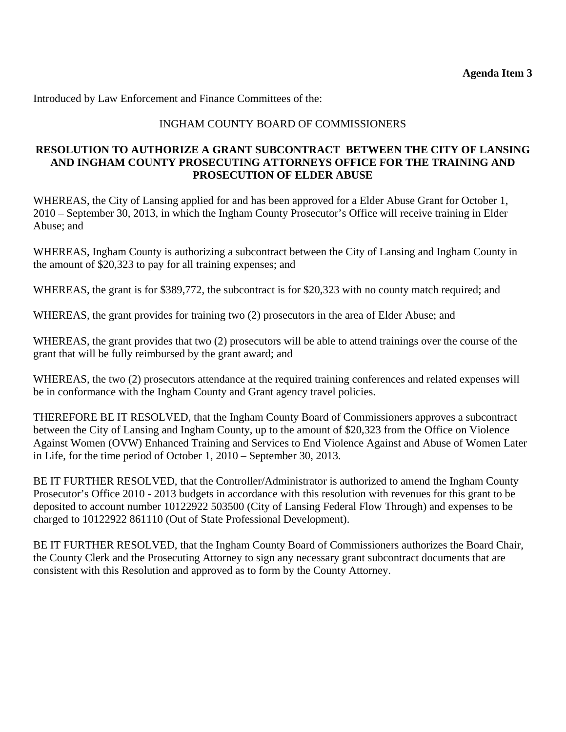**Agenda Item 3**

Introduced by Law Enforcement and Finance Committees of the:

INGHAM COUNTY BOARD OF COMMISSIONERS

**RESOLUTION TO AUTHORIZE A GRANT SUBCONTRACT BETWEEN THE CITY OF LANSING AND INGHAM COUNTY PROSECUTING ATTORNEYS OFFICE FOR THE TRAINING AND PROSECUTION OF ELDER ABUSE**

WHEREAS, the City of Lansing applied for and has been approved for a Elder Abuse Grant for October 1, 2010 – September 30, 2013, in which the Ingham County Prosecutor's Office will receive training in Elder Abuse; and

WHEREAS, Ingham County is authorizing a subcontract between the City of Lansing and Ingham County in the amount of $20,323 to pay for all training expenses; and

WHEREAS, the grant is for $389,772, the subcontract is for $20,323 with no county match required; and

WHEREAS, the grant provides for training two (2) prosecutors in the area of Elder Abuse; and

WHEREAS, the grant provides that two (2) prosecutors will be able to attend trainings over the course of the grant that will be fully reimbursed by the grant award; and

WHEREAS, the two (2) prosecutors attendance at the required training conferences and related expenses will be in conformance with the Ingham County and Grant agency travel policies.

THEREFORE BE IT RESOLVED, that the Ingham County Board of Commissioners approves a subcontract between the City of Lansing and Ingham County, up to the amount of $20,323 from the Office on Violence Against Women (OVW) Enhanced Training and Services to End Violence Against and Abuse of Women Later in Life, for the time period of October 1, 2010 – September 30, 2013.

BE IT FURTHER RESOLVED, that the Controller/Administrator is authorized to amend the Ingham County Prosecutor's Office 2010 - 2013 budgets in accordance with this resolution with revenues for this grant to be deposited to account number 10122922 503500 (City of Lansing Federal Flow Through) and expenses to be charged to 10122922 861110 (Out of State Professional Development).

BE IT FURTHER RESOLVED, that the Ingham County Board of Commissioners authorizes the Board Chair, the County Clerk and the Prosecuting Attorney to sign any necessary grant subcontract documents that are consistent with this Resolution and approved as to form by the County Attorney.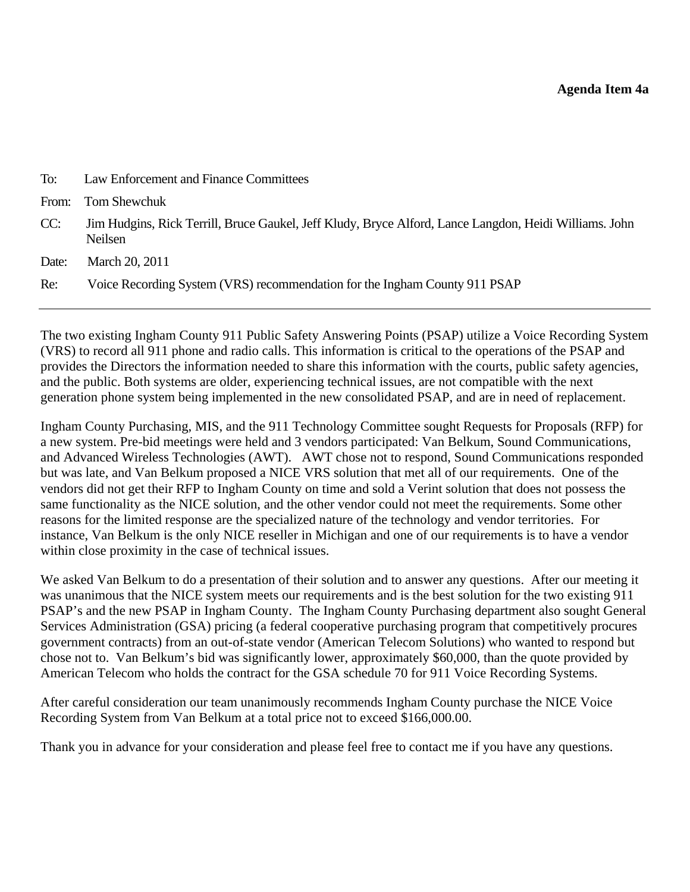**Agenda Item 4a**

To: Law Enforcement and Finance Committees

From: Tom Shewchuk

CC: Jim Hudgins, Rick Terrill, Bruce Gaukel, Jeff Kludy, Bryce Alford, Lance Langdon, Heidi Williams. John Neilsen

Date: March 20, 2011

Re: Voice Recording System (VRS) recommendation for the Ingham County 911 PSAP

---

The two existing Ingham County 911 Public Safety Answering Points (PSAP) utilize a Voice Recording System (VRS) to record all 911 phone and radio calls. This information is critical to the operations of the PSAP and provides the Directors the information needed to share this information with the courts, public safety agencies, and the public. Both systems are older, experiencing technical issues, are not compatible with the next generation phone system being implemented in the new consolidated PSAP, and are in need of replacement.

Ingham County Purchasing, MIS, and the 911 Technology Committee sought Requests for Proposals (RFP) for a new system. Pre-bid meetings were held and 3 vendors participated: Van Belkum, Sound Communications, and Advanced Wireless Technologies (AWT). AWT chose not to respond, Sound Communications responded but was late, and Van Belkum proposed a NICE VRS solution that met all of our requirements. One of the vendors did not get their RFP to Ingham County on time and sold a Verint solution that does not possess the same functionality as the NICE solution, and the other vendor could not meet the requirements. Some other reasons for the limited response are the specialized nature of the technology and vendor territories. For instance, Van Belkum is the only NICE reseller in Michigan and one of our requirements is to have a vendor within close proximity in the case of technical issues.

We asked Van Belkum to do a presentation of their solution and to answer any questions. After our meeting it was unanimous that the NICE system meets our requirements and is the best solution for the two existing 911 PSAP's and the new PSAP in Ingham County. The Ingham County Purchasing department also sought General Services Administration (GSA) pricing (a federal cooperative purchasing program that competitively procures government contracts) from an out-of-state vendor (American Telecom Solutions) who wanted to respond but chose not to. Van Belkum's bid was significantly lower, approximately $60,000, than the quote provided by American Telecom who holds the contract for the GSA schedule 70 for 911 Voice Recording Systems.

After careful consideration our team unanimously recommends Ingham County purchase the NICE Voice Recording System from Van Belkum at a total price not to exceed $166,000.00.

Thank you in advance for your consideration and please feel free to contact me if you have any questions.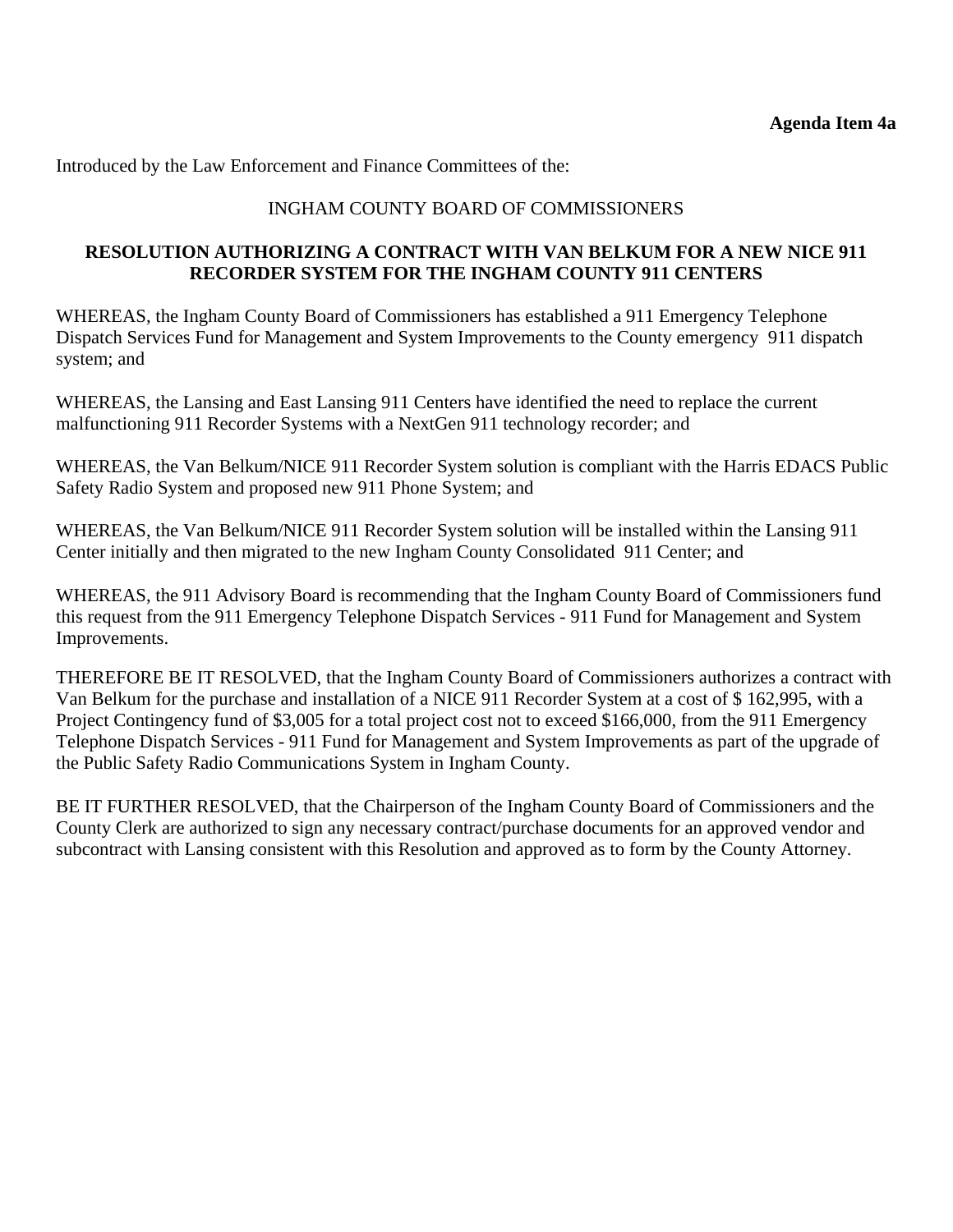**Agenda Item 4a**

Introduced by the Law Enforcement and Finance Committees of the:

INGHAM COUNTY BOARD OF COMMISSIONERS

**RESOLUTION AUTHORIZING A CONTRACT WITH VAN BELKUM FOR A NEW NICE 911 RECORDER SYSTEM FOR THE INGHAM COUNTY 911 CENTERS**

WHEREAS, the Ingham County Board of Commissioners has established a 911 Emergency Telephone Dispatch Services Fund for Management and System Improvements to the County emergency 911 dispatch system; and

WHEREAS, the Lansing and East Lansing 911 Centers have identified the need to replace the current malfunctioning 911 Recorder Systems with a NextGen 911 technology recorder; and

WHEREAS, the Van Belkum/NICE 911 Recorder System solution is compliant with the Harris EDACS Public Safety Radio System and proposed new 911 Phone System; and

WHEREAS, the Van Belkum/NICE 911 Recorder System solution will be installed within the Lansing 911 Center initially and then migrated to the new Ingham County Consolidated 911 Center; and

WHEREAS, the 911 Advisory Board is recommending that the Ingham County Board of Commissioners fund this request from the 911 Emergency Telephone Dispatch Services - 911 Fund for Management and System Improvements.

THEREFORE BE IT RESOLVED, that the Ingham County Board of Commissioners authorizes a contract with Van Belkum for the purchase and installation of a NICE 911 Recorder System at a cost of $ 162,995, with a Project Contingency fund of $3,005 for a total project cost not to exceed $166,000, from the 911 Emergency Telephone Dispatch Services - 911 Fund for Management and System Improvements as part of the upgrade of the Public Safety Radio Communications System in Ingham County.

BE IT FURTHER RESOLVED, that the Chairperson of the Ingham County Board of Commissioners and the County Clerk are authorized to sign any necessary contract/purchase documents for an approved vendor and subcontract with Lansing consistent with this Resolution and approved as to form by the County Attorney.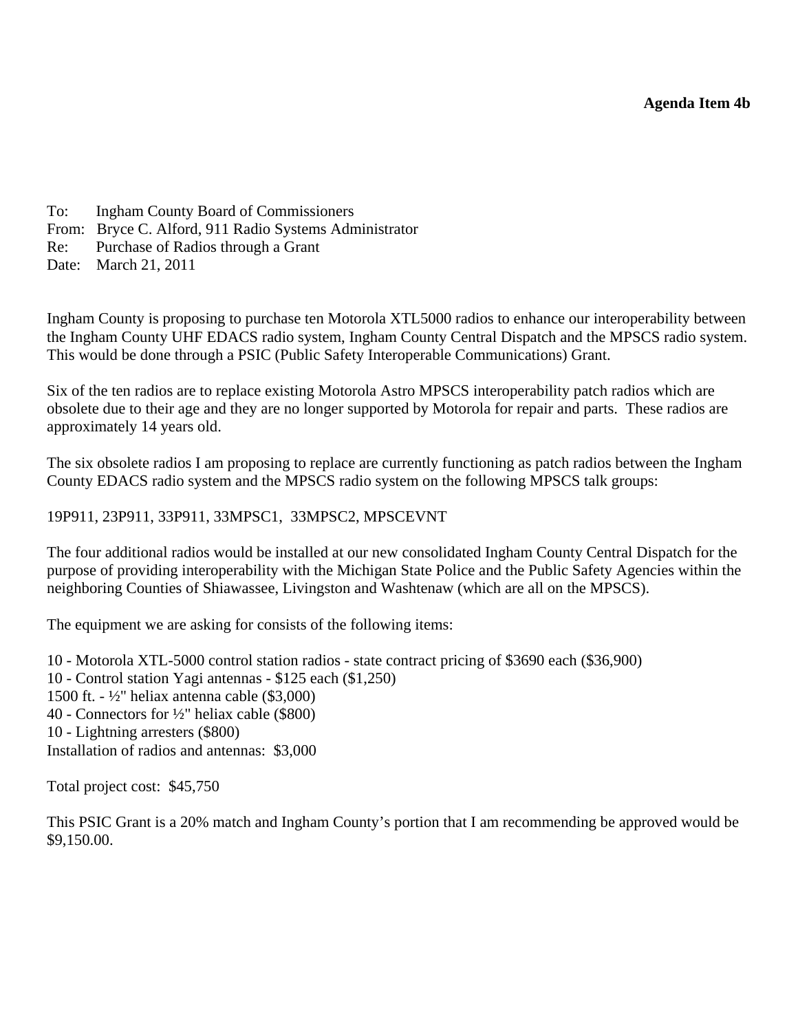**Agenda Item 4b**

To: Ingham County Board of Commissioners
From: Bryce C. Alford, 911 Radio Systems Administrator
Re: Purchase of Radios through a Grant
Date: March 21, 2011

Ingham County is proposing to purchase ten Motorola XTL5000 radios to enhance our interoperability between the Ingham County UHF EDACS radio system, Ingham County Central Dispatch and the MPSCS radio system. This would be done through a PSIC (Public Safety Interoperable Communications) Grant.

Six of the ten radios are to replace existing Motorola Astro MPSCS interoperability patch radios which are obsolete due to their age and they are no longer supported by Motorola for repair and parts. These radios are approximately 14 years old.

The six obsolete radios I am proposing to replace are currently functioning as patch radios between the Ingham County EDACS radio system and the MPSCS radio system on the following MPSCS talk groups:

19P911, 23P911, 33P911, 33MPSC1, 33MPSC2, MPSCEVNT

The four additional radios would be installed at our new consolidated Ingham County Central Dispatch for the purpose of providing interoperability with the Michigan State Police and the Public Safety Agencies within the neighboring Counties of Shiawassee, Livingston and Washtenaw (which are all on the MPSCS).

The equipment we are asking for consists of the following items:

10 - Motorola XTL-5000 control station radios - state contract pricing of $3690 each ($36,900)
10 - Control station Yagi antennas - $125 each ($1,250)
1500 ft. - ½" heliax antenna cable ($3,000)
40 - Connectors for ½" heliax cable ($800)
10 - Lightning arresters ($800)
Installation of radios and antennas: $3,000

Total project cost: $45,750

This PSIC Grant is a 20% match and Ingham County's portion that I am recommending be approved would be $9,150.00.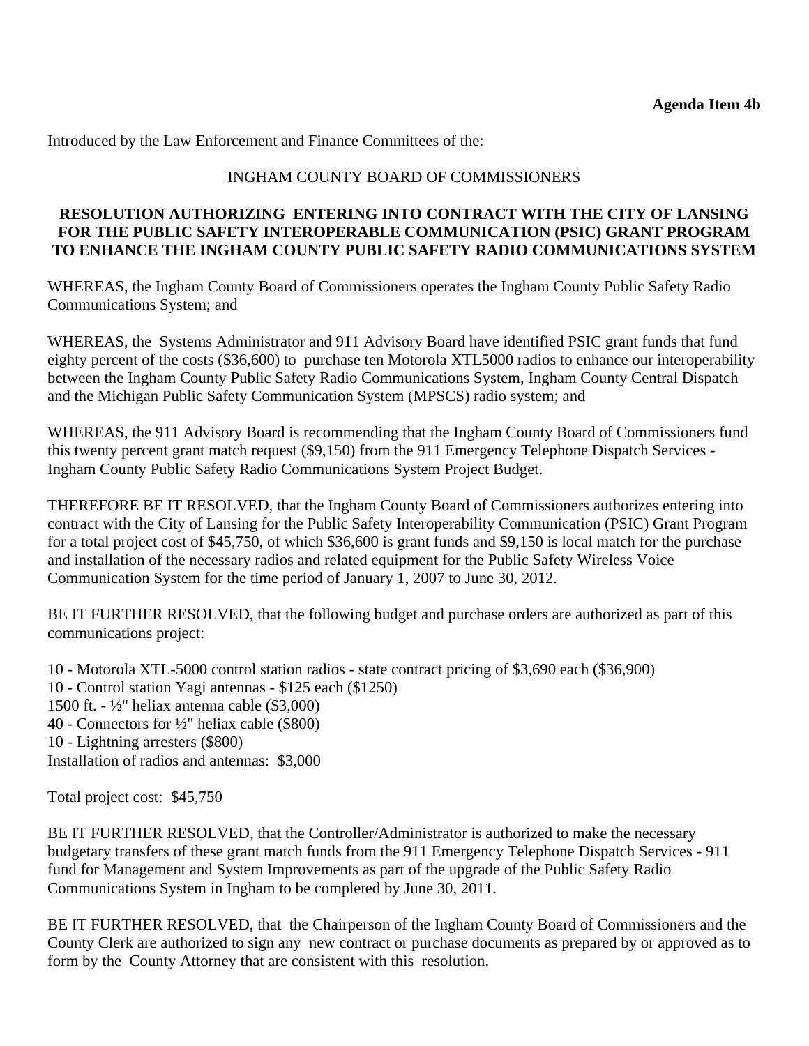**Agenda Item 4b**

Introduced by the Law Enforcement and Finance Committees of the:

INGHAM COUNTY BOARD OF COMMISSIONERS

**RESOLUTION AUTHORIZING ENTERING INTO CONTRACT WITH THE CITY OF LANSING FOR THE PUBLIC SAFETY INTEROPERABLE COMMUNICATION (PSIC) GRANT PROGRAM TO ENHANCE THE INGHAM COUNTY PUBLIC SAFETY RADIO COMMUNICATIONS SYSTEM**

WHEREAS, the Ingham County Board of Commissioners operates the Ingham County Public Safety Radio Communications System; and

WHEREAS, the Systems Administrator and 911 Advisory Board have identified PSIC grant funds that fund eighty percent of the costs ($36,600) to purchase ten Motorola XTL5000 radios to enhance our interoperability between the Ingham County Public Safety Radio Communications System, Ingham County Central Dispatch and the Michigan Public Safety Communication System (MPSCS) radio system; and

WHEREAS, the 911 Advisory Board is recommending that the Ingham County Board of Commissioners fund this twenty percent grant match request ($9,150) from the 911 Emergency Telephone Dispatch Services - Ingham County Public Safety Radio Communications System Project Budget.

THEREFORE BE IT RESOLVED, that the Ingham County Board of Commissioners authorizes entering into contract with the City of Lansing for the Public Safety Interoperability Communication (PSIC) Grant Program for a total project cost of $45,750, of which $36,600 is grant funds and $9,150 is local match for the purchase and installation of the necessary radios and related equipment for the Public Safety Wireless Voice Communication System for the time period of January 1, 2007 to June 30, 2012.

BE IT FURTHER RESOLVED, that the following budget and purchase orders are authorized as part of this communications project:

10 - Motorola XTL-5000 control station radios - state contract pricing of $3,690 each ($36,900)
10 - Control station Yagi antennas - $125 each ($1250)
1500 ft. - ½" heliax antenna cable ($3,000)
40 - Connectors for ½" heliax cable ($800)
10 - Lightning arresters ($800)
Installation of radios and antennas: $3,000

Total project cost: $45,750

BE IT FURTHER RESOLVED, that the Controller/Administrator is authorized to make the necessary budgetary transfers of these grant match funds from the 911 Emergency Telephone Dispatch Services - 911 fund for Management and System Improvements as part of the upgrade of the Public Safety Radio Communications System in Ingham to be completed by June 30, 2011.

BE IT FURTHER RESOLVED, that the Chairperson of the Ingham County Board of Commissioners and the County Clerk are authorized to sign any new contract or purchase documents as prepared by or approved as to form by the County Attorney that are consistent with this resolution.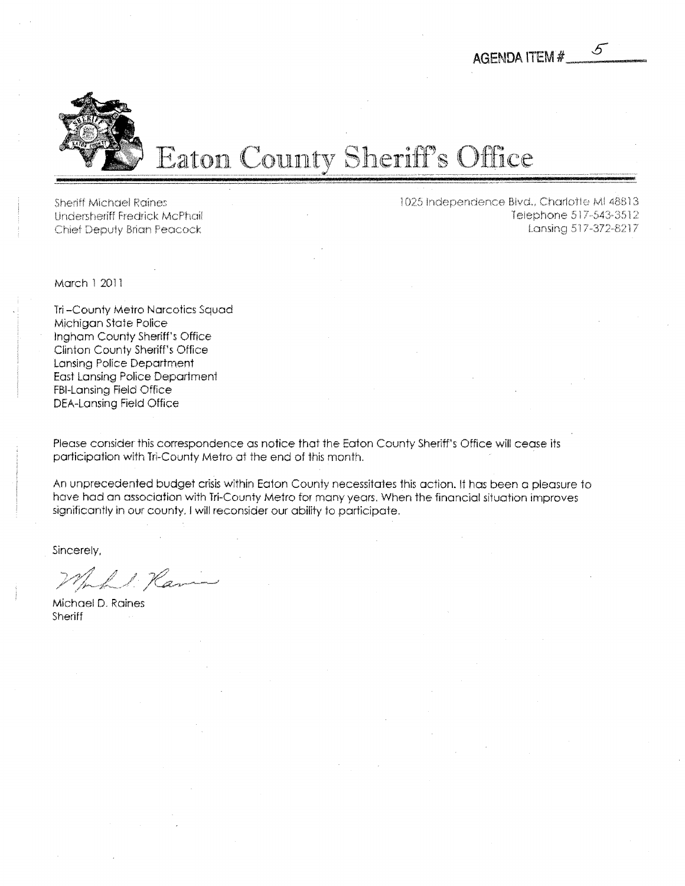AGENDA ITEM # 5

# Eaton County Sheriff's Office

Sheriff Michael Raines
Undersheriff Fredrick McPhail
Chief Deputy Brian Peacock

1025 Independence Blvd., Charlotte MI 48813
Telephone 517-543-3512
Lansing 517-372-8217

March 1 2011

Tri-County Metro Narcotics Squad
Michigan State Police
Ingham County Sheriff's Office
Clinton County Sheriff's Office
Lansing Police Department
East Lansing Police Department
FBI-Lansing Field Office
DEA-Lansing Field Office

Please consider this correspondence as notice that the Eaton County Sheriff's Office will cease its participation with Tri-County Metro at the end of this month.

An unprecedented budget crisis within Eaton County necessitates this action. It has been a pleasure to have had an association with Tri-County Metro for many years. When the financial situation improves significantly in our county, I will reconsider our ability to participate.

Sincerely,

Michael D. Raines
Sheriff